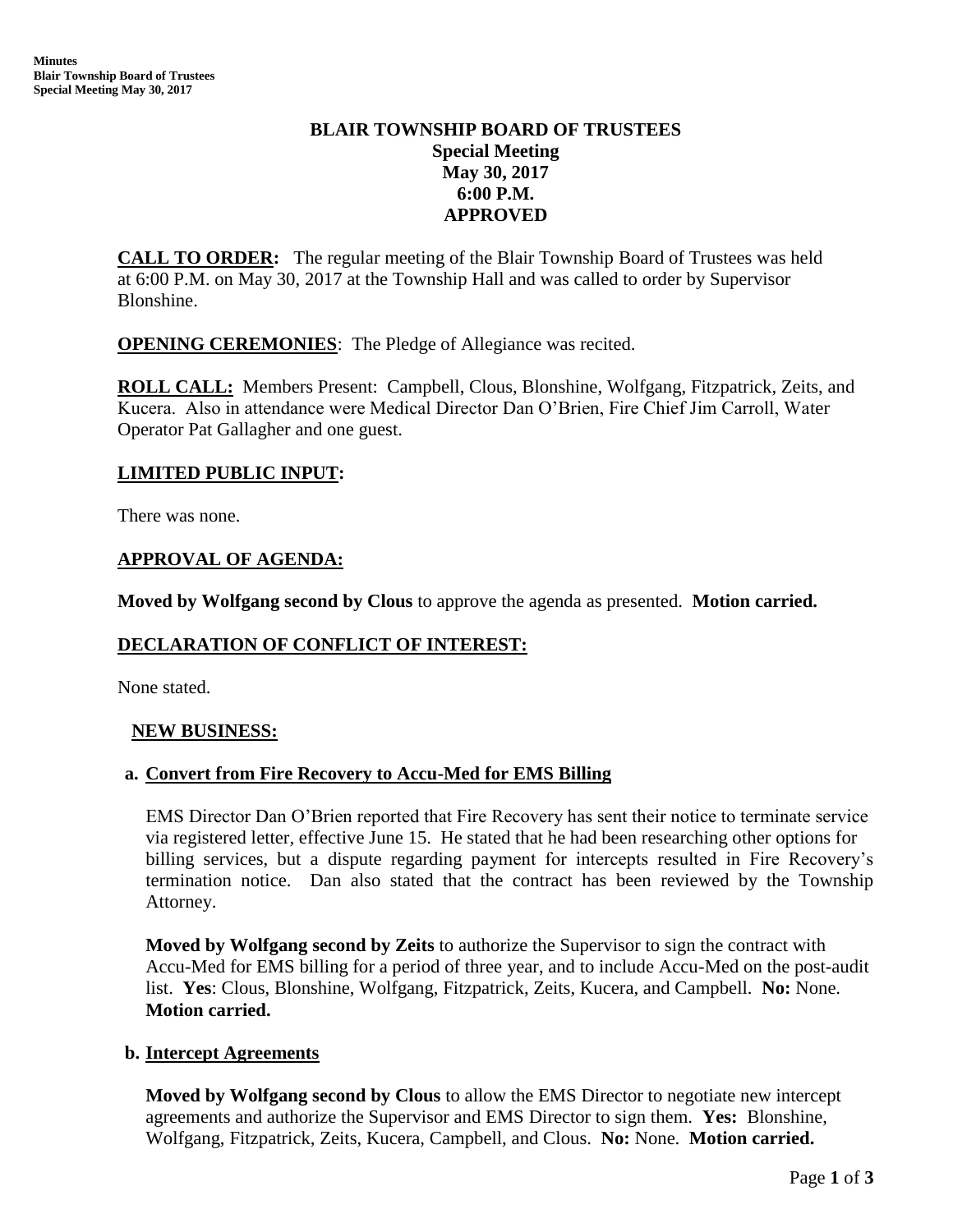# BLAIR TOWNSHIP BOARD OF TRUSTEES
## Special Meeting
## May 30, 2017
## 6:00 P.M.
## APPROVED

**CALL TO ORDER:** The regular meeting of the Blair Township Board of Trustees was held at 6:00 P.M. on May 30, 2017 at the Township Hall and was called to order by Supervisor Blonshine.

**OPENING CEREMONIES**: The Pledge of Allegiance was recited.

**ROLL CALL:** Members Present: Campbell, Clous, Blonshine, Wolfgang, Fitzpatrick, Zeits, and Kucera. Also in attendance were Medical Director Dan O'Brien, Fire Chief Jim Carroll, Water Operator Pat Gallagher and one guest.

**LIMITED PUBLIC INPUT:**

There was none.

**APPROVAL OF AGENDA:**

**Moved by Wolfgang second by Clous** to approve the agenda as presented. **Motion carried.**

**DECLARATION OF CONFLICT OF INTEREST:**

None stated.

**NEW BUSINESS:**

**a. Convert from Fire Recovery to Accu-Med for EMS Billing**

EMS Director Dan O'Brien reported that Fire Recovery has sent their notice to terminate service via registered letter, effective June 15. He stated that he had been researching other options for billing services, but a dispute regarding payment for intercepts resulted in Fire Recovery's termination notice. Dan also stated that the contract has been reviewed by the Township Attorney.

**Moved by Wolfgang second by Zeits** to authorize the Supervisor to sign the contract with Accu-Med for EMS billing for a period of three year, and to include Accu-Med on the post-audit list. **Yes**: Clous, Blonshine, Wolfgang, Fitzpatrick, Zeits, Kucera, and Campbell. **No:** None. **Motion carried.**

**b. Intercept Agreements**

**Moved by Wolfgang second by Clous** to allow the EMS Director to negotiate new intercept agreements and authorize the Supervisor and EMS Director to sign them. **Yes:** Blonshine, Wolfgang, Fitzpatrick, Zeits, Kucera, Campbell, and Clous. **No:** None. **Motion carried.**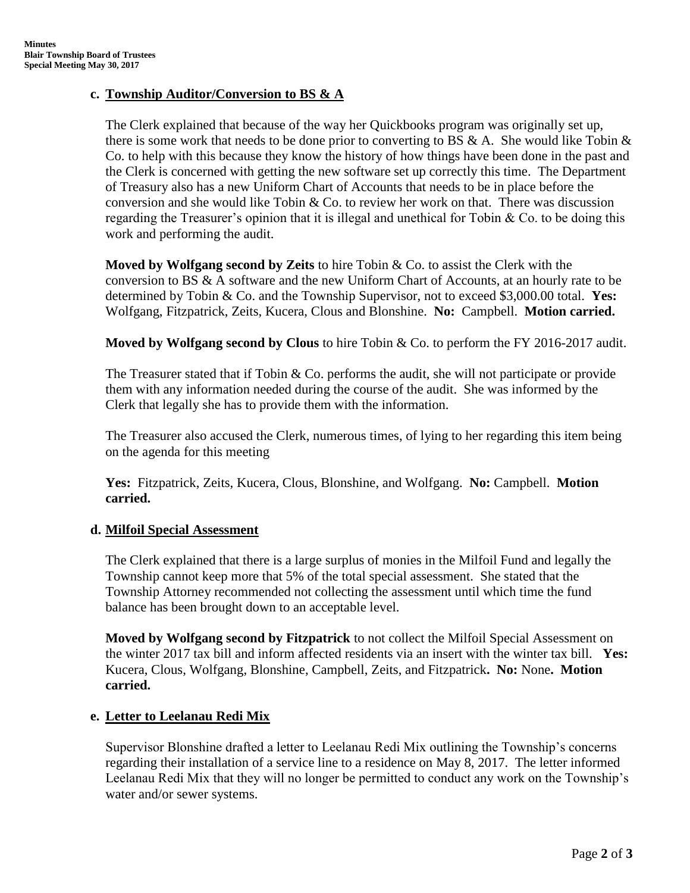### c. Township Auditor/Conversion to BS & A

The Clerk explained that because of the way her Quickbooks program was originally set up, there is some work that needs to be done prior to converting to BS & A. She would like Tobin & Co. to help with this because they know the history of how things have been done in the past and the Clerk is concerned with getting the new software set up correctly this time. The Department of Treasury also has a new Uniform Chart of Accounts that needs to be in place before the conversion and she would like Tobin & Co. to review her work on that. There was discussion regarding the Treasurer's opinion that it is illegal and unethical for Tobin & Co. to be doing this work and performing the audit.

**Moved by Wolfgang second by Zeits** to hire Tobin & Co. to assist the Clerk with the conversion to BS & A software and the new Uniform Chart of Accounts, at an hourly rate to be determined by Tobin & Co. and the Township Supervisor, not to exceed $3,000.00 total. **Yes:** Wolfgang, Fitzpatrick, Zeits, Kucera, Clous and Blonshine. **No:** Campbell. **Motion carried.**

**Moved by Wolfgang second by Clous** to hire Tobin & Co. to perform the FY 2016-2017 audit.

The Treasurer stated that if Tobin & Co. performs the audit, she will not participate or provide them with any information needed during the course of the audit. She was informed by the Clerk that legally she has to provide them with the information.

The Treasurer also accused the Clerk, numerous times, of lying to her regarding this item being on the agenda for this meeting

**Yes:** Fitzpatrick, Zeits, Kucera, Clous, Blonshine, and Wolfgang. **No:** Campbell. **Motion carried.**

### d. Milfoil Special Assessment

The Clerk explained that there is a large surplus of monies in the Milfoil Fund and legally the Township cannot keep more that 5% of the total special assessment. She stated that the Township Attorney recommended not collecting the assessment until which time the fund balance has been brought down to an acceptable level.

**Moved by Wolfgang second by Fitzpatrick** to not collect the Milfoil Special Assessment on the winter 2017 tax bill and inform affected residents via an insert with the winter tax bill. **Yes:** Kucera, Clous, Wolfgang, Blonshine, Campbell, Zeits, and Fitzpatrick**. No:** None**. Motion carried.**

### e. Letter to Leelanau Redi Mix

Supervisor Blonshine drafted a letter to Leelanau Redi Mix outlining the Township's concerns regarding their installation of a service line to a residence on May 8, 2017. The letter informed Leelanau Redi Mix that they will no longer be permitted to conduct any work on the Township's water and/or sewer systems.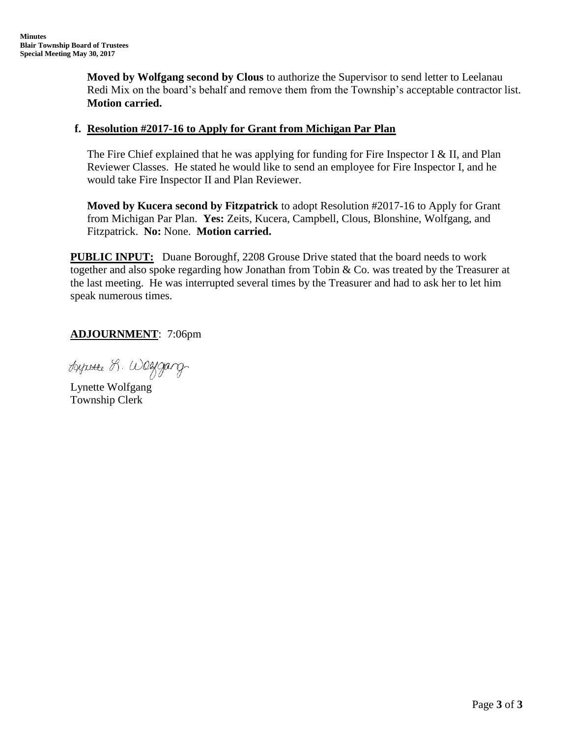**Moved by Wolfgang second by Clous** to authorize the Supervisor to send letter to Leelanau Redi Mix on the board's behalf and remove them from the Township's acceptable contractor list. **Motion carried.**

**f. Resolution #2017-16 to Apply for Grant from Michigan Par Plan**

The Fire Chief explained that he was applying for funding for Fire Inspector I & II, and Plan Reviewer Classes. He stated he would like to send an employee for Fire Inspector I, and he would take Fire Inspector II and Plan Reviewer.

**Moved by Kucera second by Fitzpatrick** to adopt Resolution #2017-16 to Apply for Grant from Michigan Par Plan. **Yes:** Zeits, Kucera, Campbell, Clous, Blonshine, Wolfgang, and Fitzpatrick. **No:** None. **Motion carried.**

**PUBLIC INPUT:** Duane Boroughf, 2208 Grouse Drive stated that the board needs to work together and also spoke regarding how Jonathan from Tobin & Co. was treated by the Treasurer at the last meeting. He was interrupted several times by the Treasurer and had to ask her to let him speak numerous times.

**ADJOURNMENT**: 7:06pm

Lynette L. Wolfgang

Lynette Wolfgang
Township Clerk